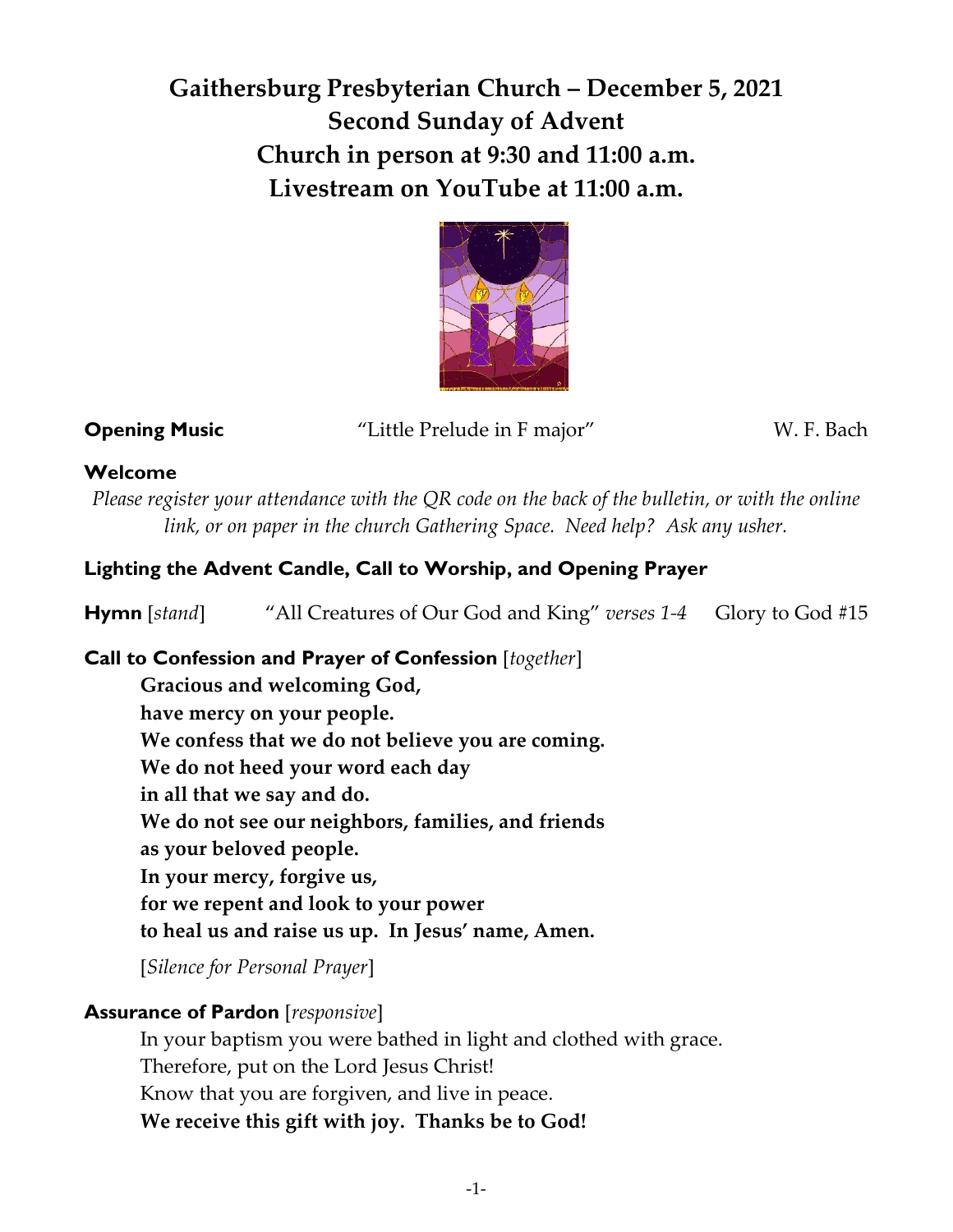# Gaithersburg Presbyterian Church – December 5, 2021
# Second Sunday of Advent
# Church in person at 9:30 and 11:00 a.m.
# Livestream on YouTube at 11:00 a.m.

**Opening Music** "Little Prelude in F major" W. F. Bach

**Welcome**

*Please register your attendance with the QR code on the back of the bulletin, or with the online link, or on paper in the church Gathering Space. Need help? Ask any usher.*

**Lighting the Advent Candle, Call to Worship, and Opening Prayer**

**Hymn** [*stand*] "All Creatures of Our God and King" *verses 1-4* Glory to God #15

**Call to Confession and Prayer of Confession** [*together*]

**Gracious and welcoming God,**
**have mercy on your people.**
**We confess that we do not believe you are coming.**
**We do not heed your word each day**
**in all that we say and do.**
**We do not see our neighbors, families, and friends**
**as your beloved people.**
**In your mercy, forgive us,**
**for we repent and look to your power**
**to heal us and raise us up. In Jesus' name, Amen.**

[*Silence for Personal Prayer*]

**Assurance of Pardon** [*responsive*]

In your baptism you were bathed in light and clothed with grace.
Therefore, put on the Lord Jesus Christ!
Know that you are forgiven, and live in peace.
**We receive this gift with joy. Thanks be to God!**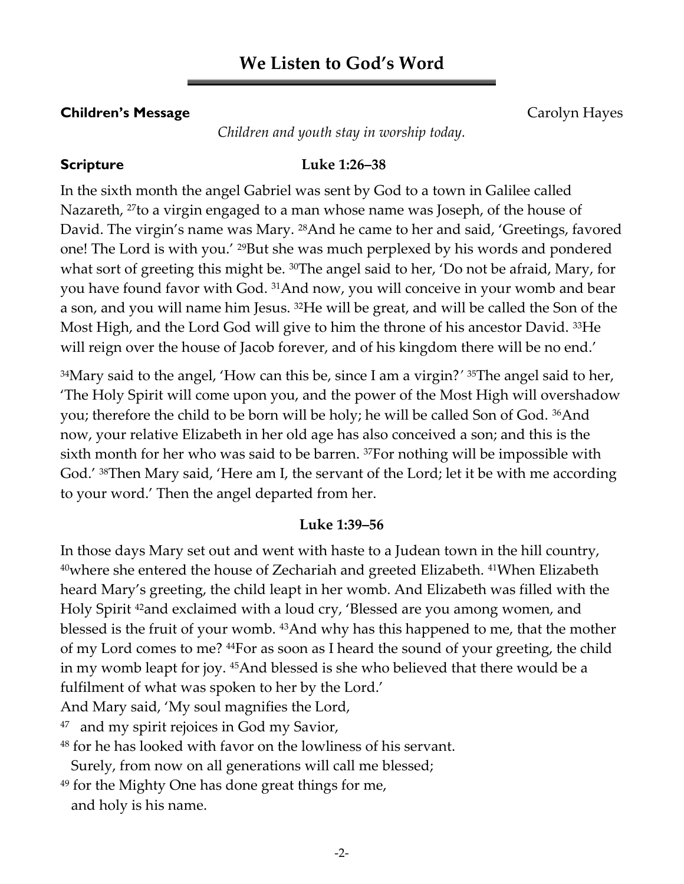# We Listen to God's Word

**Children's Message** Carolyn Hayes

*Children and youth stay in worship today.*

**Scripture** **Luke 1:26–38**

In the sixth month the angel Gabriel was sent by God to a town in Galilee called Nazareth, [27]to a virgin engaged to a man whose name was Joseph, of the house of David. The virgin's name was Mary. [28]And he came to her and said, 'Greetings, favored one! The Lord is with you.' [29]But she was much perplexed by his words and pondered what sort of greeting this might be. [30]The angel said to her, 'Do not be afraid, Mary, for you have found favor with God. [31]And now, you will conceive in your womb and bear a son, and you will name him Jesus. [32]He will be great, and will be called the Son of the Most High, and the Lord God will give to him the throne of his ancestor David. [33]He will reign over the house of Jacob forever, and of his kingdom there will be no end.'

[34]Mary said to the angel, 'How can this be, since I am a virgin?' [35]The angel said to her, 'The Holy Spirit will come upon you, and the power of the Most High will overshadow you; therefore the child to be born will be holy; he will be called Son of God. [36]And now, your relative Elizabeth in her old age has also conceived a son; and this is the sixth month for her who was said to be barren. [37]For nothing will be impossible with God.' [38]Then Mary said, 'Here am I, the servant of the Lord; let it be with me according to your word.' Then the angel departed from her.

**Luke 1:39–56**

In those days Mary set out and went with haste to a Judean town in the hill country, [40]where she entered the house of Zechariah and greeted Elizabeth. [41]When Elizabeth heard Mary's greeting, the child leapt in her womb. And Elizabeth was filled with the Holy Spirit [42]and exclaimed with a loud cry, 'Blessed are you among women, and blessed is the fruit of your womb. [43]And why has this happened to me, that the mother of my Lord comes to me? [44]For as soon as I heard the sound of your greeting, the child in my womb leapt for joy. [45]And blessed is she who believed that there would be a fulfilment of what was spoken to her by the Lord.'

And Mary said, 'My soul magnifies the Lord,
[47] and my spirit rejoices in God my Savior,
[48] for he has looked with favor on the lowliness of his servant.
Surely, from now on all generations will call me blessed;
[49] for the Mighty One has done great things for me,
and holy is his name.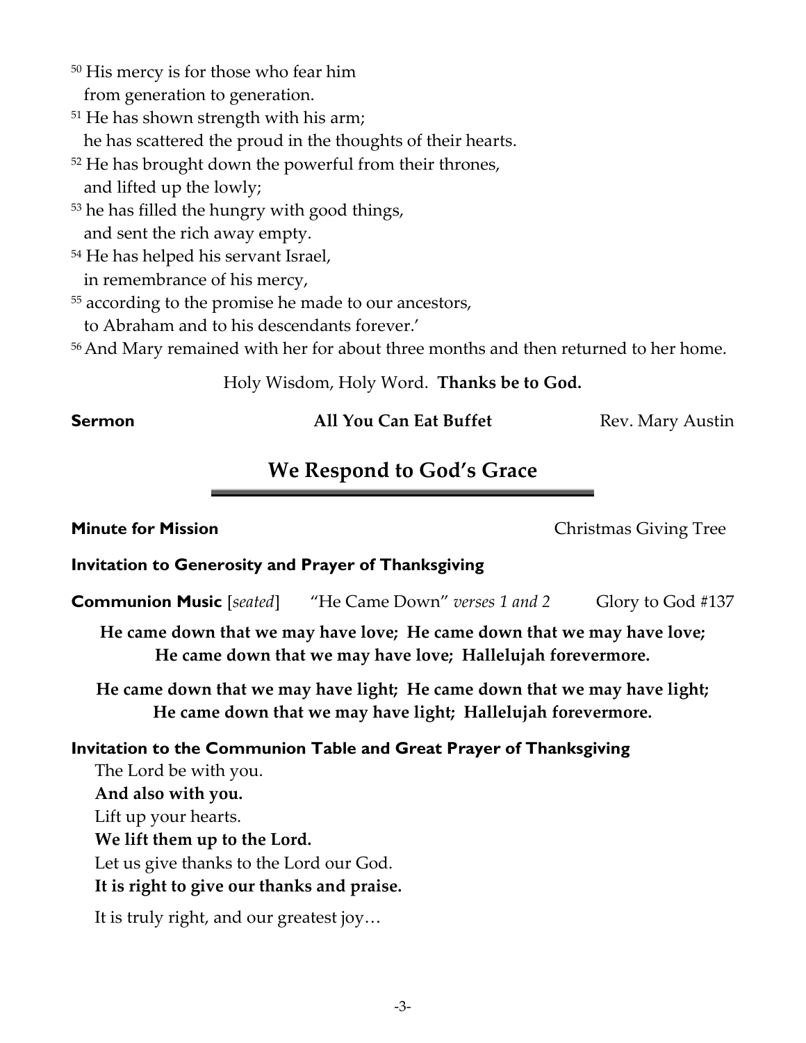[50] His mercy is for those who fear him
from generation to generation.
[51] He has shown strength with his arm;
he has scattered the proud in the thoughts of their hearts.
[52] He has brought down the powerful from their thrones,
and lifted up the lowly;
[53] he has filled the hungry with good things,
and sent the rich away empty.
[54] He has helped his servant Israel,
in remembrance of his mercy,
[55] according to the promise he made to our ancestors,
to Abraham and to his descendants forever.'
[56] And Mary remained with her for about three months and then returned to her home.

Holy Wisdom, Holy Word. **Thanks be to God.**

**Sermon** **All You Can Eat Buffet** Rev. Mary Austin

## We Respond to God's Grace

**Minute for Mission** Christmas Giving Tree

**Invitation to Generosity and Prayer of Thanksgiving**

**Communion Music** [*seated*] "He Came Down" *verses 1 and 2* Glory to God #137

**He came down that we may have love; He came down that we may have love;
He came down that we may have love; Hallelujah forevermore.**

**He came down that we may have light; He came down that we may have light;
He came down that we may have light; Hallelujah forevermore.**

**Invitation to the Communion Table and Great Prayer of Thanksgiving**

The Lord be with you.
**And also with you.**
Lift up your hearts.
**We lift them up to the Lord.**
Let us give thanks to the Lord our God.
**It is right to give our thanks and praise.**

It is truly right, and our greatest joy…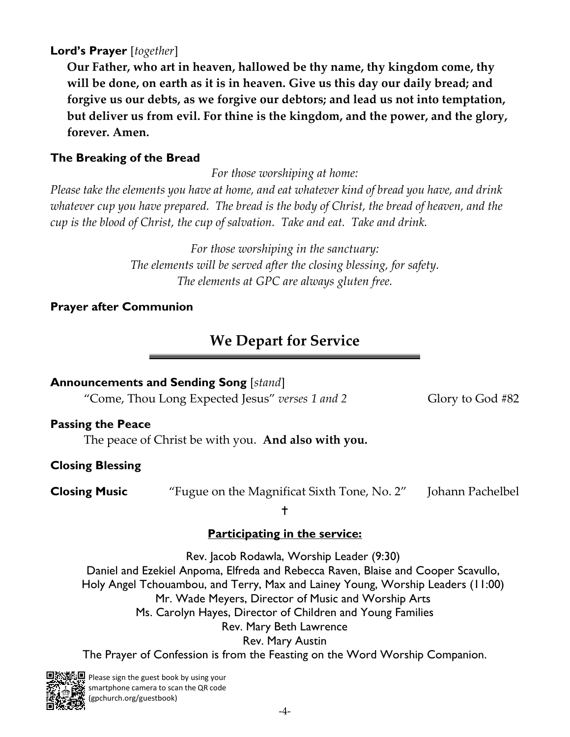**Lord's Prayer** [*together*]

**Our Father, who art in heaven, hallowed be thy name, thy kingdom come, thy will be done, on earth as it is in heaven. Give us this day our daily bread; and forgive us our debts, as we forgive our debtors; and lead us not into temptation, but deliver us from evil. For thine is the kingdom, and the power, and the glory, forever. Amen.**

**The Breaking of the Bread**

*For those worshiping at home:*

*Please take the elements you have at home, and eat whatever kind of bread you have, and drink whatever cup you have prepared. The bread is the body of Christ, the bread of heaven, and the cup is the blood of Christ, the cup of salvation. Take and eat. Take and drink.*

*For those worshiping in the sanctuary:*
*The elements will be served after the closing blessing, for safety.*
*The elements at GPC are always gluten free.*

**Prayer after Communion**

## We Depart for Service

**Announcements and Sending Song** [*stand*]

"Come, Thou Long Expected Jesus" *verses 1 and 2* Glory to God #82

**Passing the Peace**

The peace of Christ be with you. **And also with you.**

**Closing Blessing**

**Closing Music** "Fugue on the Magnificat Sixth Tone, No. 2" Johann Pachelbel

†

**Participating in the service:**

Rev. Jacob Rodawla, Worship Leader (9:30)
Daniel and Ezekiel Anpoma, Elfreda and Rebecca Raven, Blaise and Cooper Scavullo, Holy Angel Tchouambou, and Terry, Max and Lainey Young, Worship Leaders (11:00)
Mr. Wade Meyers, Director of Music and Worship Arts
Ms. Carolyn Hayes, Director of Children and Young Families
Rev. Mary Beth Lawrence
Rev. Mary Austin
The Prayer of Confession is from the Feasting on the Word Worship Companion.

Please sign the guest book by using your smartphone camera to scan the QR code (gpchurch.org/guestbook)